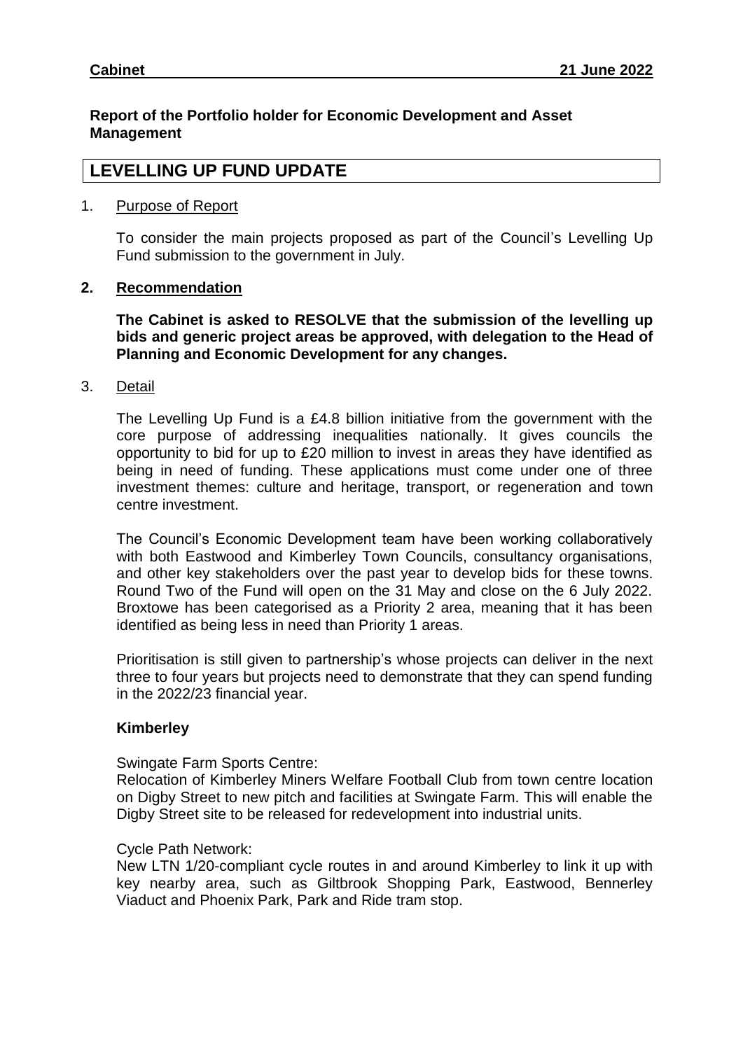**Cabinet** **21 June 2022**

**Report of the Portfolio holder for Economic Development and Asset Management**

# LEVELLING UP FUND UPDATE

1. Purpose of Report

   To consider the main projects proposed as part of the Council's Levelling Up Fund submission to the government in July.

2. **Recommendation**

   **The Cabinet is asked to RESOLVE that the submission of the levelling up bids and generic project areas be approved, with delegation to the Head of Planning and Economic Development for any changes.**

3. Detail

   The Levelling Up Fund is a £4.8 billion initiative from the government with the core purpose of addressing inequalities nationally. It gives councils the opportunity to bid for up to £20 million to invest in areas they have identified as being in need of funding. These applications must come under one of three investment themes: culture and heritage, transport, or regeneration and town centre investment.

   The Council's Economic Development team have been working collaboratively with both Eastwood and Kimberley Town Councils, consultancy organisations, and other key stakeholders over the past year to develop bids for these towns. Round Two of the Fund will open on the 31 May and close on the 6 July 2022. Broxtowe has been categorised as a Priority 2 area, meaning that it has been identified as being less in need than Priority 1 areas.

   Prioritisation is still given to partnership's whose projects can deliver in the next three to four years but projects need to demonstrate that they can spend funding in the 2022/23 financial year.

   **Kimberley**

   Swingate Farm Sports Centre:
   Relocation of Kimberley Miners Welfare Football Club from town centre location on Digby Street to new pitch and facilities at Swingate Farm. This will enable the Digby Street site to be released for redevelopment into industrial units.

   Cycle Path Network:
   New LTN 1/20-compliant cycle routes in and around Kimberley to link it up with key nearby area, such as Giltbrook Shopping Park, Eastwood, Bennerley Viaduct and Phoenix Park, Park and Ride tram stop.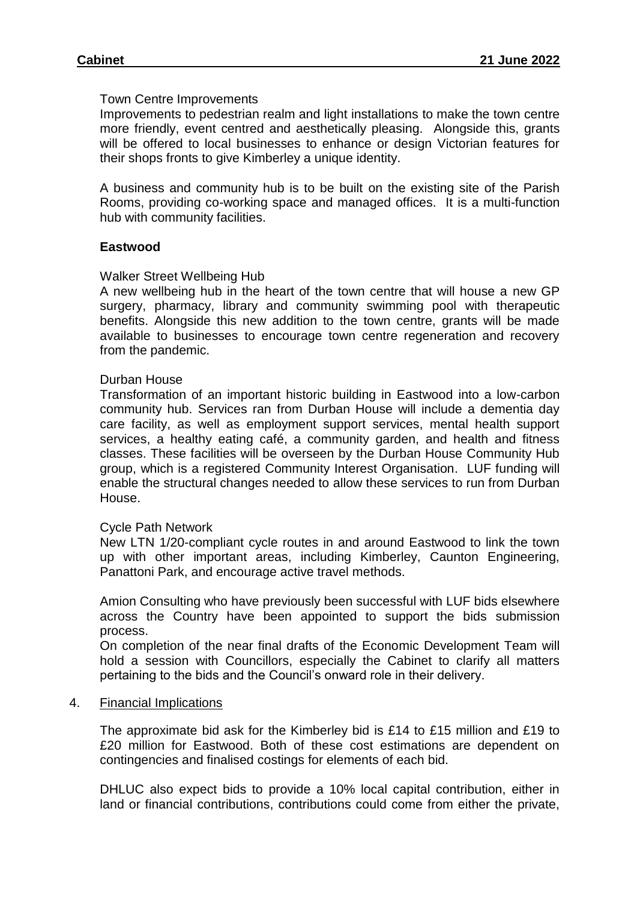Town Centre Improvements

Improvements to pedestrian realm and light installations to make the town centre more friendly, event centred and aesthetically pleasing. Alongside this, grants will be offered to local businesses to enhance or design Victorian features for their shops fronts to give Kimberley a unique identity.

A business and community hub is to be built on the existing site of the Parish Rooms, providing co-working space and managed offices. It is a multi-function hub with community facilities.

**Eastwood**

Walker Street Wellbeing Hub

A new wellbeing hub in the heart of the town centre that will house a new GP surgery, pharmacy, library and community swimming pool with therapeutic benefits. Alongside this new addition to the town centre, grants will be made available to businesses to encourage town centre regeneration and recovery from the pandemic.

Durban House

Transformation of an important historic building in Eastwood into a low-carbon community hub. Services ran from Durban House will include a dementia day care facility, as well as employment support services, mental health support services, a healthy eating café, a community garden, and health and fitness classes. These facilities will be overseen by the Durban House Community Hub group, which is a registered Community Interest Organisation. LUF funding will enable the structural changes needed to allow these services to run from Durban House.

Cycle Path Network

New LTN 1/20-compliant cycle routes in and around Eastwood to link the town up with other important areas, including Kimberley, Caunton Engineering, Panattoni Park, and encourage active travel methods.

Amion Consulting who have previously been successful with LUF bids elsewhere across the Country have been appointed to support the bids submission process.

On completion of the near final drafts of the Economic Development Team will hold a session with Councillors, especially the Cabinet to clarify all matters pertaining to the bids and the Council's onward role in their delivery.

4. Financial Implications

The approximate bid ask for the Kimberley bid is £14 to £15 million and £19 to £20 million for Eastwood. Both of these cost estimations are dependent on contingencies and finalised costings for elements of each bid.

DHLUC also expect bids to provide a 10% local capital contribution, either in land or financial contributions, contributions could come from either the private,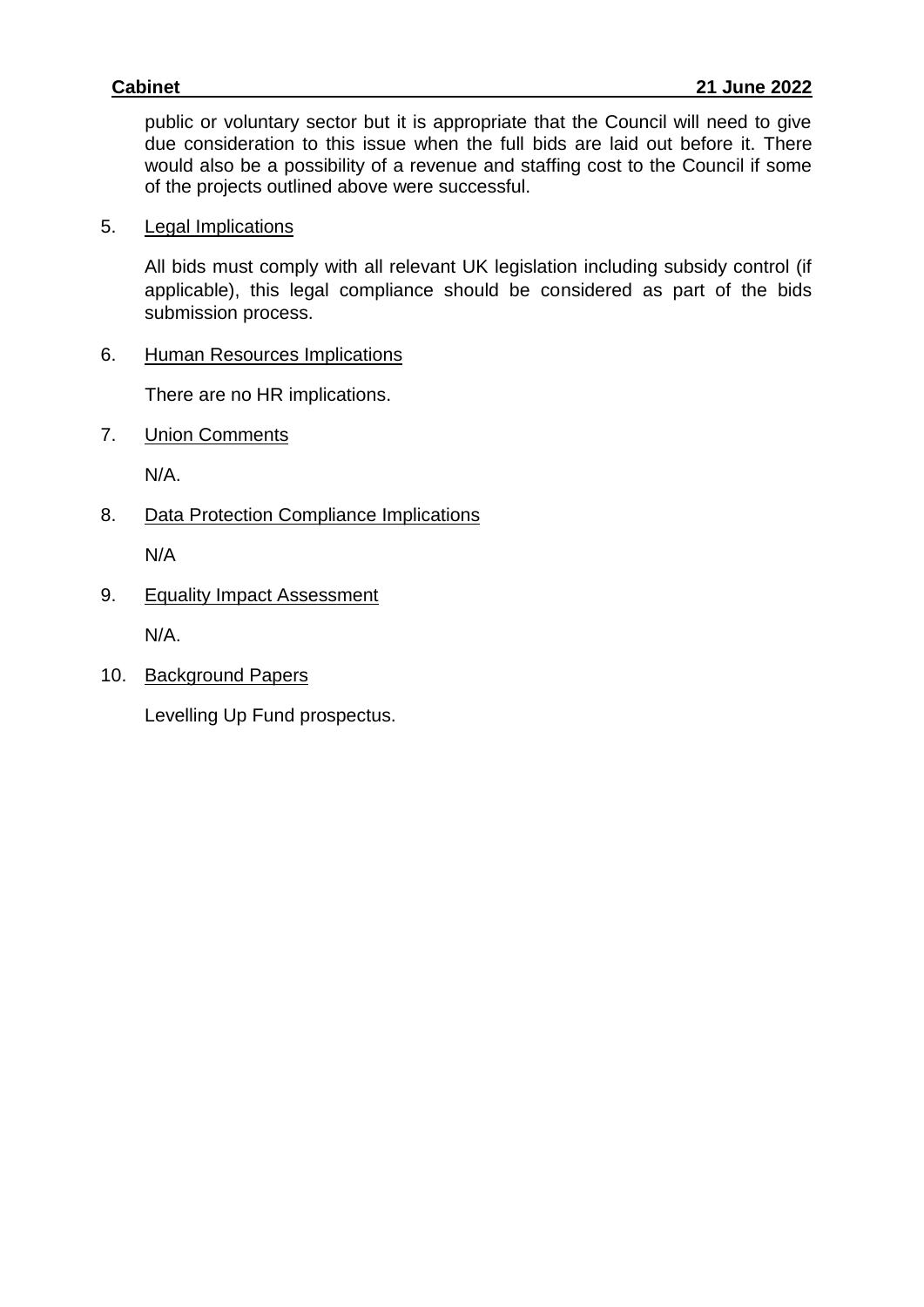public or voluntary sector but it is appropriate that the Council will need to give due consideration to this issue when the full bids are laid out before it. There would also be a possibility of a revenue and staffing cost to the Council if some of the projects outlined above were successful.

5. Legal Implications

   All bids must comply with all relevant UK legislation including subsidy control (if applicable), this legal compliance should be considered as part of the bids submission process.

6. Human Resources Implications

   There are no HR implications.

7. Union Comments

   N/A.

8. Data Protection Compliance Implications

   N/A

9. Equality Impact Assessment

   N/A.

10. Background Papers

    Levelling Up Fund prospectus.